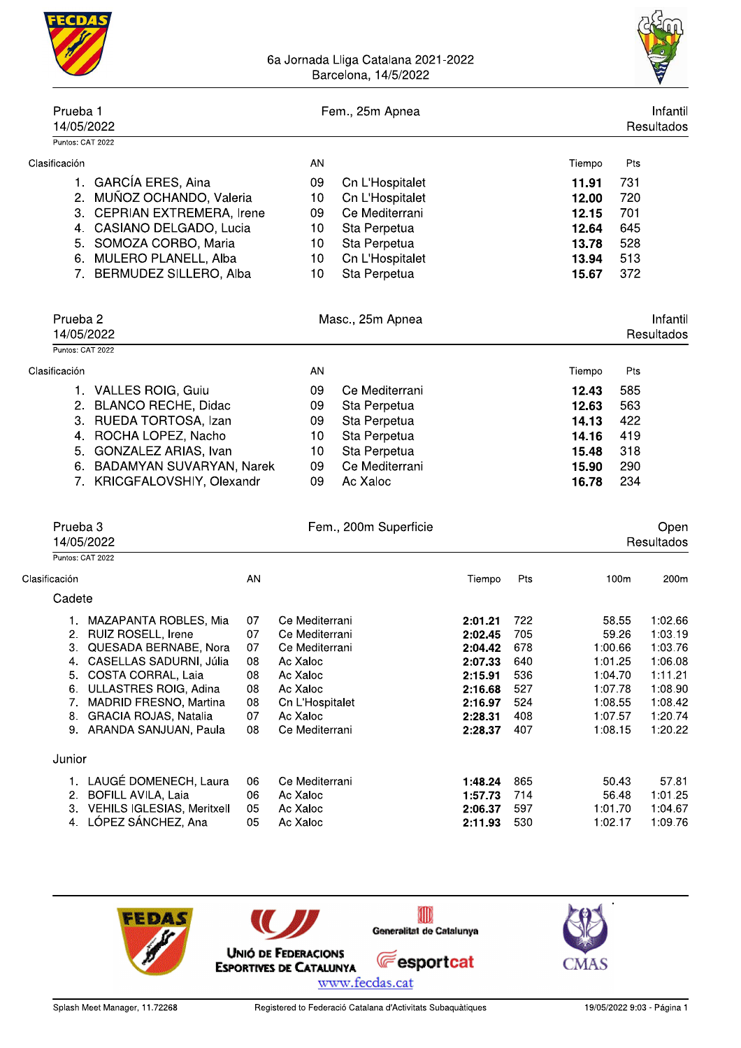# 6a Jornada Lliga Catalana 2021-2022

Barcelona, 14/5/2022

## Prueba 1 — Fem., 25m Apnea — Infantil

14/05/2022 — Resultados

Puntos: CAT 2022

| Clasificación | | AN | | Tiempo | Pts |
|---|---|---|---|---|---|
| 1. | GARCÍA ERES, Aina | 09 | Cn L'Hospitalet | **11.91** | 731 |
| 2. | MUÑOZ OCHANDO, Valeria | 10 | Cn L'Hospitalet | **12.00** | 720 |
| 3. | CEPRIAN EXTREMERA, Irene | 09 | Ce Mediterrani | **12.15** | 701 |
| 4. | CASIANO DELGADO, Lucia | 10 | Sta Perpetua | **12.64** | 645 |
| 5. | SOMOZA CORBO, Maria | 10 | Sta Perpetua | **13.78** | 528 |
| 6. | MULERO PLANELL, Alba | 10 | Cn L'Hospitalet | **13.94** | 513 |
| 7. | BERMUDEZ SILLERO, Alba | 10 | Sta Perpetua | **15.67** | 372 |

## Prueba 2 — Masc., 25m Apnea — Infantil

14/05/2022 — Resultados

Puntos: CAT 2022

| Clasificación | | AN | | Tiempo | Pts |
|---|---|---|---|---|---|
| 1. | VALLES ROIG, Guiu | 09 | Ce Mediterrani | **12.43** | 585 |
| 2. | BLANCO RECHE, Didac | 09 | Sta Perpetua | **12.63** | 563 |
| 3. | RUEDA TORTOSA, Izan | 09 | Sta Perpetua | **14.13** | 422 |
| 4. | ROCHA LOPEZ, Nacho | 10 | Sta Perpetua | **14.16** | 419 |
| 5. | GONZALEZ ARIAS, Ivan | 10 | Sta Perpetua | **15.48** | 318 |
| 6. | BADAMYAN SUVARYAN, Narek | 09 | Ce Mediterrani | **15.90** | 290 |
| 7. | KRICGFALOVSHIY, Olexandr | 09 | Ac Xaloc | **16.78** | 234 |

## Prueba 3 — Fem., 200m Superficie — Open

14/05/2022 — Resultados

Puntos: CAT 2022

| Clasificación | | AN | | Tiempo | Pts | 100m | 200m |
|---|---|---|---|---|---|---|---|
| **Cadete** | | | | | | | |
| 1. | MAZAPANTA ROBLES, Mia | 07 | Ce Mediterrani | **2:01.21** | 722 | 58.55 | 1:02.66 |
| 2. | RUIZ ROSELL, Irene | 07 | Ce Mediterrani | **2:02.45** | 705 | 59.26 | 1:03.19 |
| 3. | QUESADA BERNABE, Nora | 07 | Ce Mediterrani | **2:04.42** | 678 | 1:00.66 | 1:03.76 |
| 4. | CASELLAS SADURNI, Júlia | 08 | Ac Xaloc | **2:07.33** | 640 | 1:01.25 | 1:06.08 |
| 5. | COSTA CORRAL, Laia | 08 | Ac Xaloc | **2:15.91** | 536 | 1:04.70 | 1:11.21 |
| 6. | ULLASTRES ROIG, Adina | 08 | Ac Xaloc | **2:16.68** | 527 | 1:07.78 | 1:08.90 |
| 7. | MADRID FRESNO, Martina | 08 | Cn L'Hospitalet | **2:16.97** | 524 | 1:08.55 | 1:08.42 |
| 8. | GRACIA ROJAS, Natalia | 07 | Ac Xaloc | **2:28.31** | 408 | 1:07.57 | 1:20.74 |
| 9. | ARANDA SANJUAN, Paula | 08 | Ce Mediterrani | **2:28.37** | 407 | 1:08.15 | 1:20.22 |
| **Junior** | | | | | | | |
| 1. | LAUGÉ DOMENECH, Laura | 06 | Ce Mediterrani | **1:48.24** | 865 | 50.43 | 57.81 |
| 2. | BOFILL AVILA, Laia | 06 | Ac Xaloc | **1:57.73** | 714 | 56.48 | 1:01.25 |
| 3. | VEHILS IGLESIAS, Meritxell | 05 | Ac Xaloc | **2:06.37** | 597 | 1:01.70 | 1:04.67 |
| 4. | LÓPEZ SÁNCHEZ, Ana | 05 | Ac Xaloc | **2:11.93** | 530 | 1:02.17 | 1:09.76 |

FEDAS — Unió de Federacions Esportives de Catalunya — Generalitat de Catalunya — esportcat — CMAS

www.fecdas.cat

Splash Meet Manager, 11.72268 — Registered to Federació Catalana d'Activitats Subaquàtiques — 19/05/2022 9:03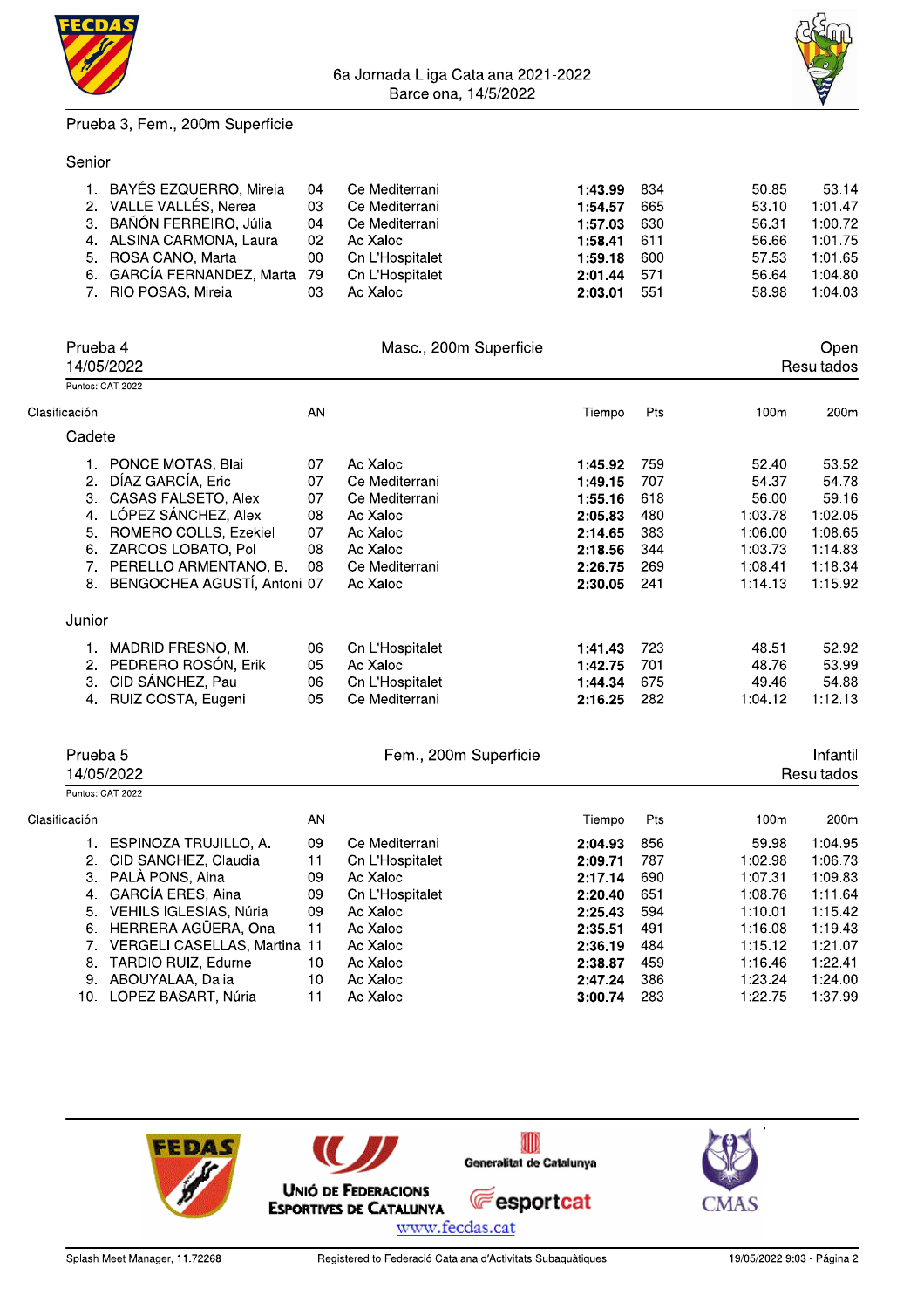## Prueba 3, Fem., 200m Superficie

### Senior

| Clasificación | AN | | Tiempo | Pts | 100m | 200m |
|---|---|---|---|---|---|---|
| 1. BAYÉS EZQUERRO, Mireia | 04 | Ce Mediterrani | **1:43.99** | 834 | 50.85 | 53.14 |
| 2. VALLE VALLÉS, Nerea | 03 | Ce Mediterrani | **1:54.57** | 665 | 53.10 | 1:01.47 |
| 3. BAÑÓN FERREIRO, Júlia | 04 | Ce Mediterrani | **1:57.03** | 630 | 56.31 | 1:00.72 |
| 4. ALSINA CARMONA, Laura | 02 | Ac Xaloc | **1:58.41** | 611 | 56.66 | 1:01.75 |
| 5. ROSA CANO, Marta | 00 | Cn L'Hospitalet | **1:59.18** | 600 | 57.53 | 1:01.65 |
| 6. GARCÍA FERNANDEZ, Marta | 79 | Cn L'Hospitalet | **2:01.44** | 571 | 56.64 | 1:04.80 |
| 7. RIO POSAS, Mireia | 03 | Ac Xaloc | **2:03.01** | 551 | 58.98 | 1:04.03 |

## Prueba 4 — Masc., 200m Superficie — Open

14/05/2022 — Resultados

Puntos: CAT 2022

### Cadete

| Clasificación | AN | | Tiempo | Pts | 100m | 200m |
|---|---|---|---|---|---|---|
| 1. PONCE MOTAS, Blai | 07 | Ac Xaloc | **1:45.92** | 759 | 52.40 | 53.52 |
| 2. DÍAZ GARCÍA, Eric | 07 | Ce Mediterrani | **1:49.15** | 707 | 54.37 | 54.78 |
| 3. CASAS FALSETO, Alex | 07 | Ce Mediterrani | **1:55.16** | 618 | 56.00 | 59.16 |
| 4. LÓPEZ SÁNCHEZ, Alex | 08 | Ac Xaloc | **2:05.83** | 480 | 1:03.78 | 1:02.05 |
| 5. ROMERO COLLS, Ezekiel | 07 | Ac Xaloc | **2:14.65** | 383 | 1:06.00 | 1:08.65 |
| 6. ZARCOS LOBATO, Pol | 08 | Ac Xaloc | **2:18.56** | 344 | 1:03.73 | 1:14.83 |
| 7. PERELLO ARMENTANO, B. | 08 | Ce Mediterrani | **2:26.75** | 269 | 1:08.41 | 1:18.34 |
| 8. BENGOCHEA AGUSTÍ, Antoni | 07 | Ac Xaloc | **2:30.05** | 241 | 1:14.13 | 1:15.92 |

### Junior

| Clasificación | AN | | Tiempo | Pts | 100m | 200m |
|---|---|---|---|---|---|---|
| 1. MADRID FRESNO, M. | 06 | Cn L'Hospitalet | **1:41.43** | 723 | 48.51 | 52.92 |
| 2. PEDRERO ROSÓN, Erik | 05 | Ac Xaloc | **1:42.75** | 701 | 48.76 | 53.99 |
| 3. CID SÁNCHEZ, Pau | 06 | Cn L'Hospitalet | **1:44.34** | 675 | 49.46 | 54.88 |
| 4. RUIZ COSTA, Eugeni | 05 | Ce Mediterrani | **2:16.25** | 282 | 1:04.12 | 1:12.13 |

## Prueba 5 — Fem., 200m Superficie — Infantil

14/05/2022 — Resultados

Puntos: CAT 2022

| Clasificación | AN | | Tiempo | Pts | 100m | 200m |
|---|---|---|---|---|---|---|
| 1. ESPINOZA TRUJILLO, A. | 09 | Ce Mediterrani | **2:04.93** | 856 | 59.98 | 1:04.95 |
| 2. CID SANCHEZ, Claudia | 11 | Cn L'Hospitalet | **2:09.71** | 787 | 1:02.98 | 1:06.73 |
| 3. PALÀ PONS, Aina | 09 | Ac Xaloc | **2:17.14** | 690 | 1:07.31 | 1:09.83 |
| 4. GARCÍA ERES, Aina | 09 | Cn L'Hospitalet | **2:20.40** | 651 | 1:08.76 | 1:11.64 |
| 5. VEHILS IGLESIAS, Núria | 09 | Ac Xaloc | **2:25.43** | 594 | 1:10.01 | 1:15.42 |
| 6. HERRERA AGÜERA, Ona | 11 | Ac Xaloc | **2:35.51** | 491 | 1:16.08 | 1:19.43 |
| 7. VERGELI CASELLAS, Martina | 11 | Ac Xaloc | **2:36.19** | 484 | 1:15.12 | 1:21.07 |
| 8. TARDIO RUIZ, Edurne | 10 | Ac Xaloc | **2:38.87** | 459 | 1:16.46 | 1:22.41 |
| 9. ABOUYALAA, Dalia | 10 | Ac Xaloc | **2:47.24** | 386 | 1:23.24 | 1:24.00 |
| 10. LOPEZ BASART, Núria | 11 | Ac Xaloc | **3:00.74** | 283 | 1:22.75 | 1:37.99 |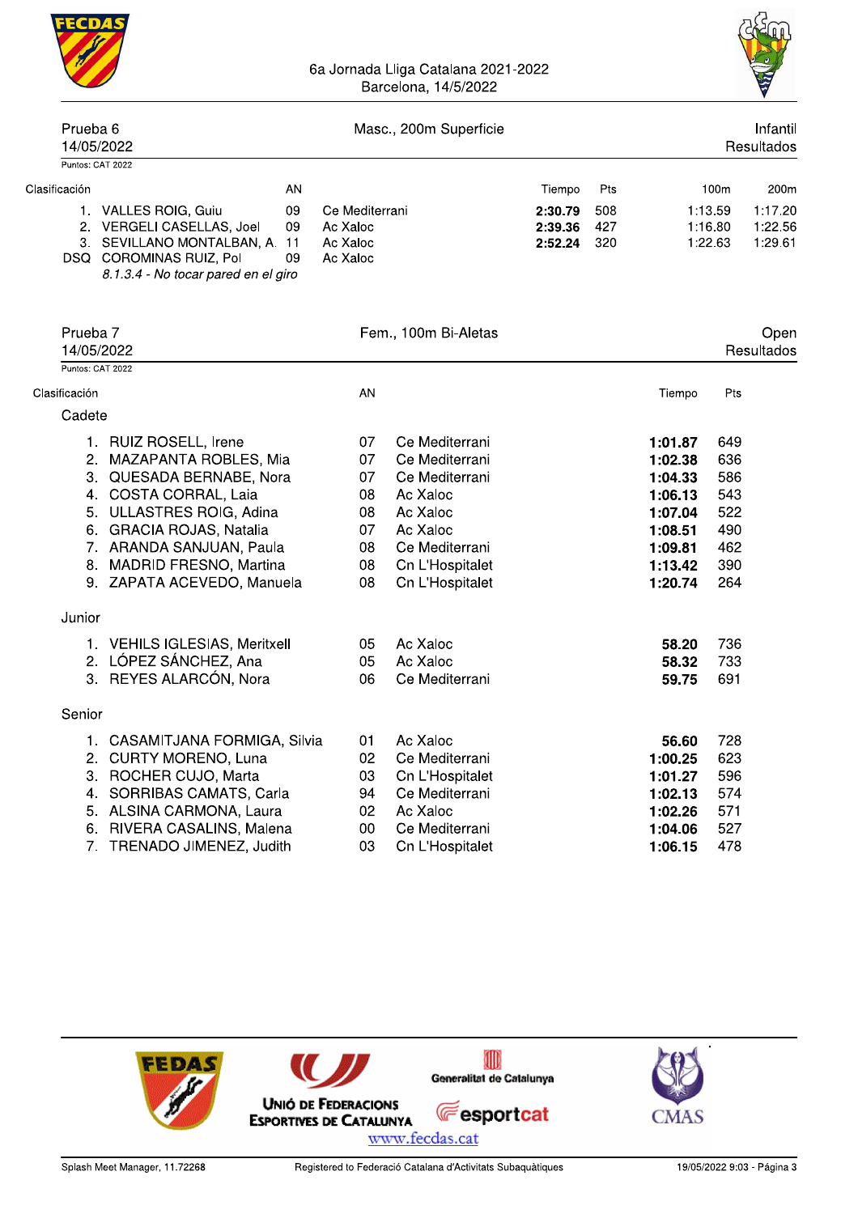6a Jornada Lliga Catalana 2021-2022
Barcelona, 14/5/2022

## Prueba 6 — Masc., 200m Superficie — Infantil

14/05/2022 — Resultados

Puntos: CAT 2022

| Clasificación | | AN | | Tiempo | Pts | 100m | 200m |
|---|---|---|---|---|---|---|---|
| 1. | VALLES ROIG, Guiu | 09 | Ce Mediterrani | **2:30.79** | 508 | 1:13.59 | 1:17.20 |
| 2. | VERGELI CASELLAS, Joel | 09 | Ac Xaloc | **2:39.36** | 427 | 1:16.80 | 1:22.56 |
| 3. | SEVILLANO MONTALBAN, A. | 11 | Ac Xaloc | **2:52.24** | 320 | 1:22.63 | 1:29.61 |
| DSQ | COROMINAS RUIZ, Pol | 09 | Ac Xaloc | | | | |
| | *8.1.3.4 - No tocar pared en el giro* | | | | | | |

## Prueba 7 — Fem., 100m Bi-Aletas — Open

14/05/2022 — Resultados

Puntos: CAT 2022

| Clasificación | | AN | | Tiempo | Pts |
|---|---|---|---|---|---|
| **Cadete** | | | | | |
| 1. | RUIZ ROSELL, Irene | 07 | Ce Mediterrani | **1:01.87** | 649 |
| 2. | MAZAPANTA ROBLES, Mia | 07 | Ce Mediterrani | **1:02.38** | 636 |
| 3. | QUESADA BERNABE, Nora | 07 | Ce Mediterrani | **1:04.33** | 586 |
| 4. | COSTA CORRAL, Laia | 08 | Ac Xaloc | **1:06.13** | 543 |
| 5. | ULLASTRES ROIG, Adina | 08 | Ac Xaloc | **1:07.04** | 522 |
| 6. | GRACIA ROJAS, Natalia | 07 | Ac Xaloc | **1:08.51** | 490 |
| 7. | ARANDA SANJUAN, Paula | 08 | Ce Mediterrani | **1:09.81** | 462 |
| 8. | MADRID FRESNO, Martina | 08 | Cn L'Hospitalet | **1:13.42** | 390 |
| 9. | ZAPATA ACEVEDO, Manuela | 08 | Cn L'Hospitalet | **1:20.74** | 264 |
| **Junior** | | | | | |
| 1. | VEHILS IGLESIAS, Meritxell | 05 | Ac Xaloc | **58.20** | 736 |
| 2. | LÓPEZ SÁNCHEZ, Ana | 05 | Ac Xaloc | **58.32** | 733 |
| 3. | REYES ALARCÓN, Nora | 06 | Ce Mediterrani | **59.75** | 691 |
| **Senior** | | | | | |
| 1. | CASAMITJANA FORMIGA, Silvia | 01 | Ac Xaloc | **56.60** | 728 |
| 2. | CURTY MORENO, Luna | 02 | Ce Mediterrani | **1:00.25** | 623 |
| 3. | ROCHER CUJO, Marta | 03 | Cn L'Hospitalet | **1:01.27** | 596 |
| 4. | SORRIBAS CAMATS, Carla | 94 | Ce Mediterrani | **1:02.13** | 574 |
| 5. | ALSINA CARMONA, Laura | 02 | Ac Xaloc | **1:02.26** | 571 |
| 6. | RIVERA CASALINS, Malena | 00 | Ce Mediterrani | **1:04.06** | 527 |
| 7. | TRENADO JIMENEZ, Judith | 03 | Cn L'Hospitalet | **1:06.15** | 478 |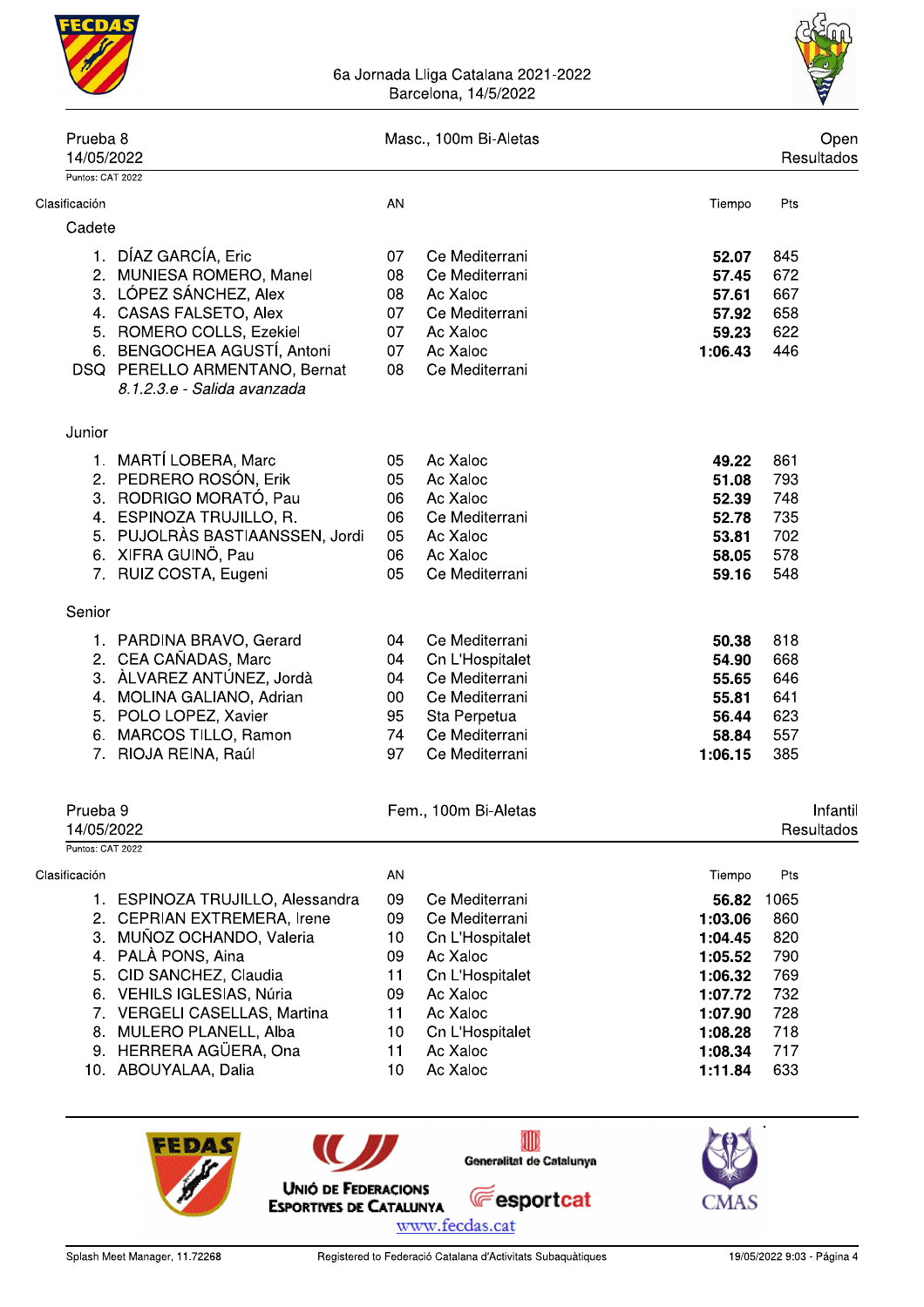6a Jornada Lliga Catalana 2021-2022
Barcelona, 14/5/2022

## Prueba 8 — Masc., 100m Bi-Aletas — Open

14/05/2022 — Resultados

Puntos: CAT 2022

| Clasificación | | AN | | Tiempo | Pts |
|---|---|---|---|---|---|
| **Cadete** | | | | | |
| 1. | DÍAZ GARCÍA, Eric | 07 | Ce Mediterrani | **52.07** | 845 |
| 2. | MUNIESA ROMERO, Manel | 08 | Ce Mediterrani | **57.45** | 672 |
| 3. | LÓPEZ SÁNCHEZ, Alex | 08 | Ac Xaloc | **57.61** | 667 |
| 4. | CASAS FALSETO, Alex | 07 | Ce Mediterrani | **57.92** | 658 |
| 5. | ROMERO COLLS, Ezekiel | 07 | Ac Xaloc | **59.23** | 622 |
| 6. | BENGOCHEA AGUSTÍ, Antoni | 07 | Ac Xaloc | **1:06.43** | 446 |
| DSQ | PERELLO ARMENTANO, Bernat<br>*8.1.2.3.e - Salida avanzada* | 08 | Ce Mediterrani | | |
| **Junior** | | | | | |
| 1. | MARTÍ LOBERA, Marc | 05 | Ac Xaloc | **49.22** | 861 |
| 2. | PEDRERO ROSÓN, Erik | 05 | Ac Xaloc | **51.08** | 793 |
| 3. | RODRIGO MORATÓ, Pau | 06 | Ac Xaloc | **52.39** | 748 |
| 4. | ESPINOZA TRUJILLO, R. | 06 | Ce Mediterrani | **52.78** | 735 |
| 5. | PUJOLRÀS BASTIAANSSEN, Jordi | 05 | Ac Xaloc | **53.81** | 702 |
| 6. | XIFRA GUINÓ, Pau | 06 | Ac Xaloc | **58.05** | 578 |
| 7. | RUIZ COSTA, Eugeni | 05 | Ce Mediterrani | **59.16** | 548 |
| **Senior** | | | | | |
| 1. | PARDINA BRAVO, Gerard | 04 | Ce Mediterrani | **50.38** | 818 |
| 2. | CEA CAÑADAS, Marc | 04 | Cn L'Hospitalet | **54.90** | 668 |
| 3. | ÀLVAREZ ANTÚNEZ, Jordà | 04 | Ce Mediterrani | **55.65** | 646 |
| 4. | MOLINA GALIANO, Adrian | 00 | Ce Mediterrani | **55.81** | 641 |
| 5. | POLO LOPEZ, Xavier | 95 | Sta Perpetua | **56.44** | 623 |
| 6. | MARCOS TILLO, Ramon | 74 | Ce Mediterrani | **58.84** | 557 |
| 7. | RIOJA REINA, Raúl | 97 | Ce Mediterrani | **1:06.15** | 385 |

## Prueba 9 — Fem., 100m Bi-Aletas — Infantil

14/05/2022 — Resultados

Puntos: CAT 2022

| Clasificación | | AN | | Tiempo | Pts |
|---|---|---|---|---|---|
| 1. | ESPINOZA TRUJILLO, Alessandra | 09 | Ce Mediterrani | **56.82** | 1065 |
| 2. | CEPRIAN EXTREMERA, Irene | 09 | Ce Mediterrani | **1:03.06** | 860 |
| 3. | MUÑOZ OCHANDO, Valeria | 10 | Cn L'Hospitalet | **1:04.45** | 820 |
| 4. | PALÀ PONS, Aina | 09 | Ac Xaloc | **1:05.52** | 790 |
| 5. | CID SANCHEZ, Claudia | 11 | Cn L'Hospitalet | **1:06.32** | 769 |
| 6. | VEHILS IGLESIAS, Núria | 09 | Ac Xaloc | **1:07.72** | 732 |
| 7. | VERGELI CASELLAS, Martina | 11 | Ac Xaloc | **1:07.90** | 728 |
| 8. | MULERO PLANELL, Alba | 10 | Cn L'Hospitalet | **1:08.28** | 718 |
| 9. | HERRERA AGÜERA, Ona | 11 | Ac Xaloc | **1:08.34** | 717 |
| 10. | ABOUYALAA, Dalia | 10 | Ac Xaloc | **1:11.84** | 633 |

www.fecdas.cat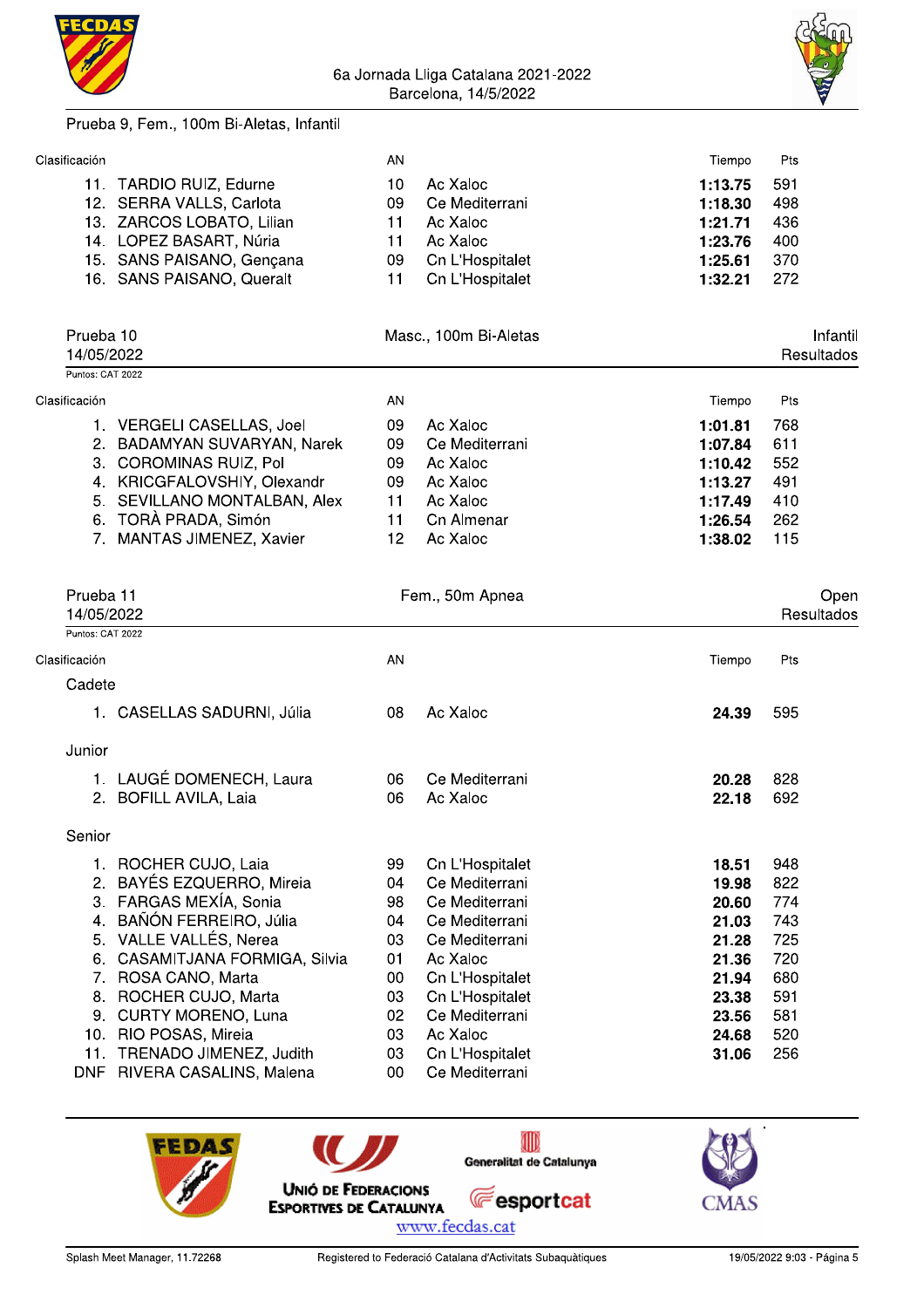Prueba 9, Fem., 100m Bi-Aletas, Infantil

| Clasificación | | AN | | Tiempo | Pts |
|---|---|---|---|---|---|
| 11. | TARDIO RUIZ, Edurne | 10 | Ac Xaloc | **1:13.75** | 591 |
| 12. | SERRA VALLS, Carlota | 09 | Ce Mediterrani | **1:18.30** | 498 |
| 13. | ZARCOS LOBATO, Lilian | 11 | Ac Xaloc | **1:21.71** | 436 |
| 14. | LOPEZ BASART, Núria | 11 | Ac Xaloc | **1:23.76** | 400 |
| 15. | SANS PAISANO, Gençana | 09 | Cn L'Hospitalet | **1:25.61** | 370 |
| 16. | SANS PAISANO, Queralt | 11 | Cn L'Hospitalet | **1:32.21** | 272 |

## Prueba 10 — Masc., 100m Bi-Aletas — Infantil

14/05/2022 — Resultados

Puntos: CAT 2022

| Clasificación | | AN | | Tiempo | Pts |
|---|---|---|---|---|---|
| 1. | VERGELI CASELLAS, Joel | 09 | Ac Xaloc | **1:01.81** | 768 |
| 2. | BADAMYAN SUVARYAN, Narek | 09 | Ce Mediterrani | **1:07.84** | 611 |
| 3. | COROMINAS RUIZ, Pol | 09 | Ac Xaloc | **1:10.42** | 552 |
| 4. | KRICGFALOVSHIY, Olexandr | 09 | Ac Xaloc | **1:13.27** | 491 |
| 5. | SEVILLANO MONTALBAN, Alex | 11 | Ac Xaloc | **1:17.49** | 410 |
| 6. | TORÀ PRADA, Simón | 11 | Cn Almenar | **1:26.54** | 262 |
| 7. | MANTAS JIMENEZ, Xavier | 12 | Ac Xaloc | **1:38.02** | 115 |

## Prueba 11 — Fem., 50m Apnea — Open

14/05/2022 — Resultados

Puntos: CAT 2022

| Clasificación | | AN | | Tiempo | Pts |
|---|---|---|---|---|---|
| **Cadete** | | | | | |
| 1. | CASELLAS SADURNI, Júlia | 08 | Ac Xaloc | **24.39** | 595 |
| **Junior** | | | | | |
| 1. | LAUGÉ DOMENECH, Laura | 06 | Ce Mediterrani | **20.28** | 828 |
| 2. | BOFILL AVILA, Laia | 06 | Ac Xaloc | **22.18** | 692 |
| **Senior** | | | | | |
| 1. | ROCHER CUJO, Laia | 99 | Cn L'Hospitalet | **18.51** | 948 |
| 2. | BAYÉS EZQUERRO, Mireia | 04 | Ce Mediterrani | **19.98** | 822 |
| 3. | FARGAS MEXÍA, Sonia | 98 | Ce Mediterrani | **20.60** | 774 |
| 4. | BAÑÓN FERREIRO, Júlia | 04 | Ce Mediterrani | **21.03** | 743 |
| 5. | VALLE VALLÉS, Nerea | 03 | Ce Mediterrani | **21.28** | 725 |
| 6. | CASAMITJANA FORMIGA, Silvia | 01 | Ac Xaloc | **21.36** | 720 |
| 7. | ROSA CANO, Marta | 00 | Cn L'Hospitalet | **21.94** | 680 |
| 8. | ROCHER CUJO, Marta | 03 | Cn L'Hospitalet | **23.38** | 591 |
| 9. | CURTY MORENO, Luna | 02 | Ce Mediterrani | **23.56** | 581 |
| 10. | RIO POSAS, Mireia | 03 | Ac Xaloc | **24.68** | 520 |
| 11. | TRENADO JIMENEZ, Judith | 03 | Cn L'Hospitalet | **31.06** | 256 |
| DNF | RIVERA CASALINS, Malena | 00 | Ce Mediterrani | | |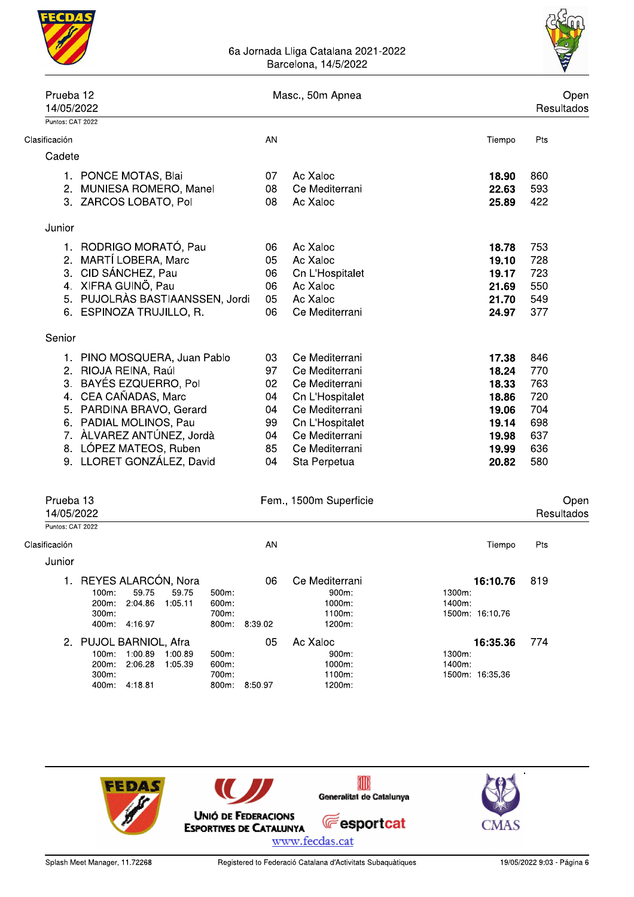6a Jornada Lliga Catalana 2021-2022
Barcelona, 14/5/2022

## Prueba 12 — Masc., 50m Apnea — Open

14/05/2022 — Resultados

Puntos: CAT 2022

### Cadete

| Clasificación | Nombre | AN | Club | Tiempo | Pts |
|---|---|---|---|---|---|
| 1. | PONCE MOTAS, Blai | 07 | Ac Xaloc | **18.90** | 860 |
| 2. | MUNIESA ROMERO, Manel | 08 | Ce Mediterrani | **22.63** | 593 |
| 3. | ZARCOS LOBATO, Pol | 08 | Ac Xaloc | **25.89** | 422 |

### Junior

| Clasificación | Nombre | AN | Club | Tiempo | Pts |
|---|---|---|---|---|---|
| 1. | RODRIGO MORATÓ, Pau | 06 | Ac Xaloc | **18.78** | 753 |
| 2. | MARTÍ LOBERA, Marc | 05 | Ac Xaloc | **19.10** | 728 |
| 3. | CID SÁNCHEZ, Pau | 06 | Cn L'Hospitalet | **19.17** | 723 |
| 4. | XIFRA GUINÕ, Pau | 06 | Ac Xaloc | **21.69** | 550 |
| 5. | PUJOLRÀS BASTIAANSSEN, Jordi | 05 | Ac Xaloc | **21.70** | 549 |
| 6. | ESPINOZA TRUJILLO, R. | 06 | Ce Mediterrani | **24.97** | 377 |

### Senior

| Clasificación | Nombre | AN | Club | Tiempo | Pts |
|---|---|---|---|---|---|
| 1. | PINO MOSQUERA, Juan Pablo | 03 | Ce Mediterrani | **17.38** | 846 |
| 2. | RIOJA REINA, Raúl | 97 | Ce Mediterrani | **18.24** | 770 |
| 3. | BAYÉS EZQUERRO, Pol | 02 | Ce Mediterrani | **18.33** | 763 |
| 4. | CEA CAÑADAS, Marc | 04 | Cn L'Hospitalet | **18.86** | 720 |
| 5. | PARDINA BRAVO, Gerard | 04 | Ce Mediterrani | **19.06** | 704 |
| 6. | PADIAL MOLINOS, Pau | 99 | Cn L'Hospitalet | **19.14** | 698 |
| 7. | ÀLVAREZ ANTÚNEZ, Jordà | 04 | Ce Mediterrani | **19.98** | 637 |
| 8. | LÓPEZ MATEOS, Ruben | 85 | Ce Mediterrani | **19.99** | 636 |
| 9. | LLORET GONZÁLEZ, David | 04 | Sta Perpetua | **20.82** | 580 |

## Prueba 13 — Fem., 1500m Superficie — Open

14/05/2022 — Resultados

Puntos: CAT 2022

### Junior

| Clasificación | Nombre | AN | Club | Tiempo | Pts |
|---|---|---|---|---|---|
| 1. | REYES ALARCÓN, Nora | 06 | Ce Mediterrani | **16:10.76** | 819 |
| 2. | PUJOL BARNIOL, Afra | 05 | Ac Xaloc | **16:35.36** | 774 |

**1. REYES ALARCÓN, Nora** — parciales:

| Distancia | Tiempo | Parcial |
|---|---|---|
| 100m: | 59.75 | 59.75 |
| 200m: | 2:04.86 | 1:05.11 |
| 300m: | | |
| 400m: | 4:16.97 | |
| 500m: | | |
| 600m: | | |
| 700m: | | |
| 800m: | 8:39.02 | |
| 900m: | | |
| 1000m: | | |
| 1100m: | | |
| 1200m: | | |
| 1300m: | | |
| 1400m: | | |
| 1500m: | 16:10.76 | |

**2. PUJOL BARNIOL, Afra** — parciales:

| Distancia | Tiempo | Parcial |
|---|---|---|
| 100m: | 1:00.89 | 1:00.89 |
| 200m: | 2:06.28 | 1:05.39 |
| 300m: | | |
| 400m: | 4:18.81 | |
| 500m: | | |
| 600m: | | |
| 700m: | | |
| 800m: | 8:50.97 | |
| 900m: | | |
| 1000m: | | |
| 1100m: | | |
| 1200m: | | |
| 1300m: | | |
| 1400m: | | |
| 1500m: | 16:35.36 | |

Unió de Federacions Esportives de Catalunya — Generalitat de Catalunya — esportcat — CMAS

www.fecdas.cat

Splash Meet Manager, 11.72268 — Registered to Federació Catalana d'Activitats Subaquàtiques — 19/05/2022 9:03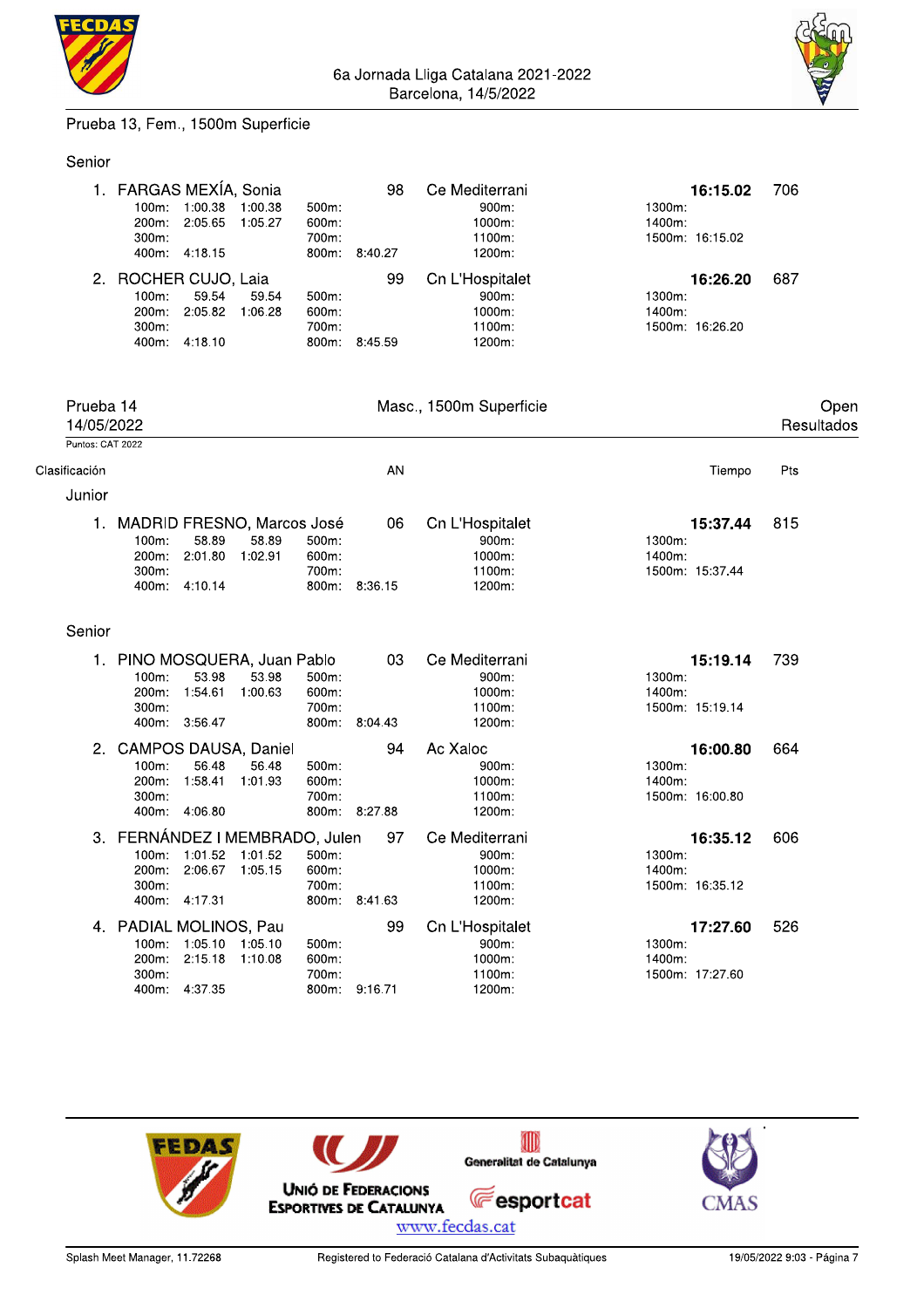Prueba 13, Fem., 1500m Superficie

### Senior

1. FARGAS MEXÍA, Sonia — 98 — Ce Mediterrani — **16:15.02** — 706

| | | | | | | | | |
|---|---|---|---|---|---|---|---|---|
| 100m: | 1:00.38 | 1:00.38 | 500m: | | 900m: | | 1300m: | |
| 200m: | 2:05.65 | 1:05.27 | 600m: | | 1000m: | | 1400m: | |
| 300m: | | | 700m: | | 1100m: | | 1500m: | 16:15.02 |
| 400m: | 4:18.15 | | 800m: | 8:40.27 | 1200m: | | | |

2. ROCHER CUJO, Laia — 99 — Cn L'Hospitalet — **16:26.20** — 687

| | | | | | | | | |
|---|---|---|---|---|---|---|---|---|
| 100m: | 59.54 | 59.54 | 500m: | | 900m: | | 1300m: | |
| 200m: | 2:05.82 | 1:06.28 | 600m: | | 1000m: | | 1400m: | |
| 300m: | | | 700m: | | 1100m: | | 1500m: | 16:26.20 |
| 400m: | 4:18.10 | | 800m: | 8:45.59 | 1200m: | | | |

## Prueba 14 — Masc., 1500m Superficie — Open

14/05/2022 — Resultados

Puntos: CAT 2022

Clasificación — AN — Tiempo — Pts

### Junior

1. MADRID FRESNO, Marcos José — 06 — Cn L'Hospitalet — **15:37.44** — 815

| | | | | | | | | |
|---|---|---|---|---|---|---|---|---|
| 100m: | 58.89 | 58.89 | 500m: | | 900m: | | 1300m: | |
| 200m: | 2:01.80 | 1:02.91 | 600m: | | 1000m: | | 1400m: | |
| 300m: | | | 700m: | | 1100m: | | 1500m: | 15:37.44 |
| 400m: | 4:10.14 | | 800m: | 8:36.15 | 1200m: | | | |

### Senior

1. PINO MOSQUERA, Juan Pablo — 03 — Ce Mediterrani — **15:19.14** — 739

| | | | | | | | | |
|---|---|---|---|---|---|---|---|---|
| 100m: | 53.98 | 53.98 | 500m: | | 900m: | | 1300m: | |
| 200m: | 1:54.61 | 1:00.63 | 600m: | | 1000m: | | 1400m: | |
| 300m: | | | 700m: | | 1100m: | | 1500m: | 15:19.14 |
| 400m: | 3:56.47 | | 800m: | 8:04.43 | 1200m: | | | |

2. CAMPOS DAUSA, Daniel — 94 — Ac Xaloc — **16:00.80** — 664

| | | | | | | | | |
|---|---|---|---|---|---|---|---|---|
| 100m: | 56.48 | 56.48 | 500m: | | 900m: | | 1300m: | |
| 200m: | 1:58.41 | 1:01.93 | 600m: | | 1000m: | | 1400m: | |
| 300m: | | | 700m: | | 1100m: | | 1500m: | 16:00.80 |
| 400m: | 4:06.80 | | 800m: | 8:27.88 | 1200m: | | | |

3. FERNÁNDEZ I MEMBRADO, Julen — 97 — Ce Mediterrani — **16:35.12** — 606

| | | | | | | | | |
|---|---|---|---|---|---|---|---|---|
| 100m: | 1:01.52 | 1:01.52 | 500m: | | 900m: | | 1300m: | |
| 200m: | 2:06.67 | 1:05.15 | 600m: | | 1000m: | | 1400m: | |
| 300m: | | | 700m: | | 1100m: | | 1500m: | 16:35.12 |
| 400m: | 4:17.31 | | 800m: | 8:41.63 | 1200m: | | | |

4. PADIAL MOLINOS, Pau — 99 — Cn L'Hospitalet — **17:27.60** — 526

| | | | | | | | | |
|---|---|---|---|---|---|---|---|---|
| 100m: | 1:05.10 | 1:05.10 | 500m: | | 900m: | | 1300m: | |
| 200m: | 2:15.18 | 1:10.08 | 600m: | | 1000m: | | 1400m: | |
| 300m: | | | 700m: | | 1100m: | | 1500m: | 17:27.60 |
| 400m: | 4:37.35 | | 800m: | 9:16.71 | 1200m: | | | |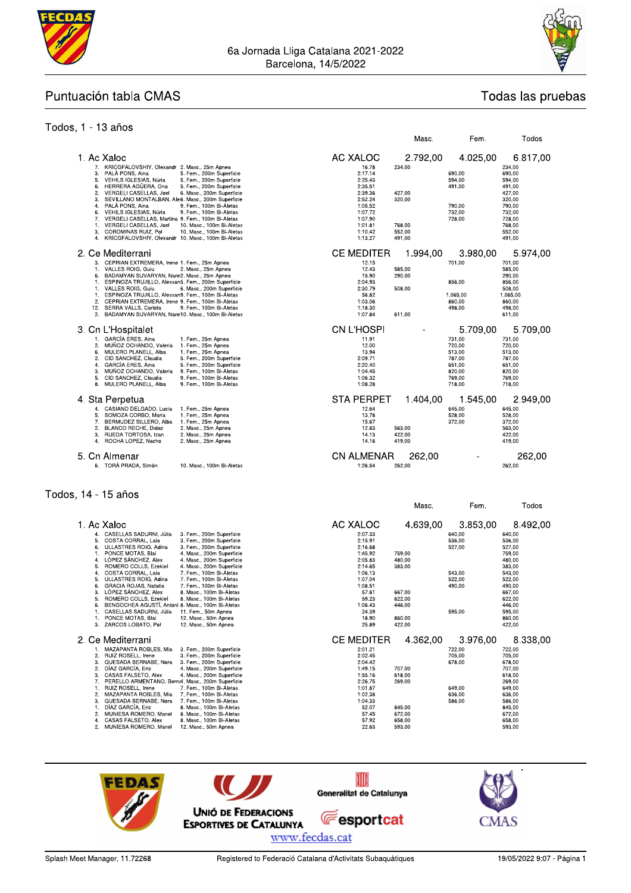6a Jornada Lliga Catalana 2021-2022
Barcelona, 14/5/2022

# Puntuación tabla CMAS

Todas las pruebas

## Todos, 1 - 13 años

| | | | Tiempo | Masc. | Fem. | Todos |
|---|---|---|---|---|---|---|
| **1. Ac Xaloc** | | **AC XALOC** | | **2.792,00** | **4.025,00** | **6.817,00** |
| 7. | KRICGFALOVSHIY, Olexandr | 2. Masc., 25m Apnea | 16.78 | 234,00 | | 234,00 |
| 3. | PALÀ PONS, Aina | 5. Fem., 200m Superficie | 2:17.14 | | 690,00 | 690,00 |
| 5. | VEHILS IGLESIAS, Núria | 5. Fem., 200m Superficie | 2:25.43 | | 594,00 | 594,00 |
| 6. | HERRERA AGÜERA, Ona | 5. Fem., 200m Superficie | 2:35.51 | | 491,00 | 491,00 |
| 2. | VERGELI CASELLAS, Joel | 6. Masc., 200m Superficie | 2:39.36 | 427,00 | | 427,00 |
| 3. | SEVILLANO MONTALBAN, Ale | 6. Masc., 200m Superficie | 2:52.24 | 320,00 | | 320,00 |
| 4. | PALÀ PONS, Aina | 9. Fem., 100m Bi-Aletas | 1:05.52 | | 790,00 | 790,00 |
| 6. | VEHILS IGLESIAS, Núria | 9. Fem., 100m Bi-Aletas | 1:07.72 | | 732,00 | 732,00 |
| 7. | VERGELI CASELLAS, Martina | 9. Fem., 100m Bi-Aletas | 1:07.90 | | 728,00 | 728,00 |
| 1. | VERGELI CASELLAS, Joel | 10. Masc., 100m Bi-Aletas | 1:01.81 | 768,00 | | 768,00 |
| 3. | COROMINAS RUIZ, Pol | 10. Masc., 100m Bi-Aletas | 1:10.42 | 552,00 | | 552,00 |
| 4. | KRICGFALOVSHIY, Olexandr | 10. Masc., 100m Bi-Aletas | 1:13.27 | 491,00 | | 491,00 |
| **2. Ce Mediterrani** | | **CE MEDITER** | | **1.994,00** | **3.980,00** | **5.974,00** |
| 3. | CEPRIAN EXTREMERA, Irene | 1. Fem., 25m Apnea | 12.15 | | 701,00 | 701,00 |
| 1. | VALLES ROIG, Guiu | 2. Masc., 25m Apnea | 12.43 | 585,00 | | 585,00 |
| 6. | BADAMYAN SUVARYAN, Nare | 2. Masc., 25m Apnea | 15.90 | 290,00 | | 290,00 |
| 1. | ESPINOZA TRUJILLO, Alessan | 5. Fem., 200m Superficie | 2:04.93 | | 856,00 | 856,00 |
| 1. | VALLES ROIG, Guiu | 6. Masc., 200m Superficie | 2:30.79 | 508,00 | | 508,00 |
| 1. | ESPINOZA TRUJILLO, Alessan | 9. Fem., 100m Bi-Aletas | 56.82 | | 1.065,00 | 1.065,00 |
| 2. | CEPRIAN EXTREMERA, Irene | 9. Fem., 100m Bi-Aletas | 1:03.06 | | 860,00 | 860,00 |
| 12. | SERRA VALLS, Carlota | 9. Fem., 100m Bi-Aletas | 1:18.30 | | 498,00 | 498,00 |
| 2. | BADAMYAN SUVARYAN, Nare | 10. Masc., 100m Bi-Aletas | 1:07.84 | 611,00 | | 611,00 |
| **3. Cn L'Hospitalet** | | **CN L'HOSPI** | | **-** | **5.709,00** | **5.709,00** |
| 1. | GARCÍA ERES, Aina | 1. Fem., 25m Apnea | 11.91 | | 731,00 | 731,00 |
| 2. | MUÑOZ OCHANDO, Valeria | 1. Fem., 25m Apnea | 12.00 | | 720,00 | 720,00 |
| 6. | MULERO PLANELL, Alba | 1. Fem., 25m Apnea | 13.94 | | 513,00 | 513,00 |
| 2. | CID SANCHEZ, Claudia | 5. Fem., 200m Superficie | 2:09.71 | | 787,00 | 787,00 |
| 4. | GARCÍA ERES, Aina | 5. Fem., 200m Superficie | 2:20.40 | | 651,00 | 651,00 |
| 3. | MUÑOZ OCHANDO, Valeria | 9. Fem., 100m Bi-Aletas | 1:04.45 | | 820,00 | 820,00 |
| 5. | CID SANCHEZ, Claudia | 9. Fem., 100m Bi-Aletas | 1:06.32 | | 769,00 | 769,00 |
| 8. | MULERO PLANELL, Alba | 9. Fem., 100m Bi-Aletas | 1:08.28 | | 718,00 | 718,00 |
| **4. Sta Perpetua** | | **STA PERPET** | | **1.404,00** | **1.545,00** | **2.949,00** |
| 4. | CASIANO DELGADO, Lucia | 1. Fem., 25m Apnea | 12.64 | | 645,00 | 645,00 |
| 5. | SOMOZA CORBO, Maria | 1. Fem., 25m Apnea | 13.78 | | 528,00 | 528,00 |
| 7. | BERMUDEZ SILLERO, Alba | 1. Fem., 25m Apnea | 15.67 | | 372,00 | 372,00 |
| 2. | BLANCO RECHE, Didac | 2. Masc., 25m Apnea | 12.63 | 563,00 | | 563,00 |
| 3. | RUEDA TORTOSA, Izan | 2. Masc., 25m Apnea | 14.13 | 422,00 | | 422,00 |
| 4. | ROCHA LOPEZ, Nacho | 2. Masc., 25m Apnea | 14.16 | 419,00 | | 419,00 |
| **5. Cn Almenar** | | **CN ALMENAR** | | **262,00** | **-** | **262,00** |
| 6. | TORÀ PRADA, Simón | 10. Masc., 100m Bi-Aletas | 1:26.54 | 262,00 | | 262,00 |

## Todos, 14 - 15 años

| | | | Tiempo | Masc. | Fem. | Todos |
|---|---|---|---|---|---|---|
| **1. Ac Xaloc** | | **AC XALOC** | | **4.639,00** | **3.853,00** | **8.492,00** |
| 4. | CASELLAS SADURNI, Júlia | 3. Fem., 200m Superficie | 2:07.33 | | 640,00 | 640,00 |
| 5. | COSTA CORRAL, Laia | 3. Fem., 200m Superficie | 2:15.91 | | 536,00 | 536,00 |
| 6. | ULLASTRES ROIG, Adina | 3. Fem., 200m Superficie | 2:16.68 | | 527,00 | 527,00 |
| 1. | PONCE MOTAS, Blai | 4. Masc., 200m Superficie | 1:45.92 | 759,00 | | 759,00 |
| 4. | LÓPEZ SÁNCHEZ, Alex | 4. Masc., 200m Superficie | 2:05.83 | 480,00 | | 480,00 |
| 5. | ROMERO COLLS, Ezekiel | 4. Masc., 200m Superficie | 2:14.65 | 383,00 | | 383,00 |
| 4. | COSTA CORRAL, Laia | 7. Fem., 100m Bi-Aletas | 1:06.13 | | 543,00 | 543,00 |
| 5. | ULLASTRES ROIG, Adina | 7. Fem., 100m Bi-Aletas | 1:07.04 | | 522,00 | 522,00 |
| 6. | GRACIA ROJAS, Natalia | 7. Fem., 100m Bi-Aletas | 1:08.51 | | 490,00 | 490,00 |
| 3. | LÓPEZ SÁNCHEZ, Alex | 8. Masc., 100m Bi-Aletas | 57.61 | 667,00 | | 667,00 |
| 5. | ROMERO COLLS, Ezekiel | 8. Masc., 100m Bi-Aletas | 59.23 | 622,00 | | 622,00 |
| 6. | BENGOCHEA AGUSTÍ, Antoni | 8. Masc., 100m Bi-Aletas | 1:06.43 | 446,00 | | 446,00 |
| 1. | CASELLAS SADURNI, Júlia | 11. Fem., 50m Apnea | 24.39 | | 595,00 | 595,00 |
| 1. | PONCE MOTAS, Blai | 12. Masc., 50m Apnea | 18.90 | 860,00 | | 860,00 |
| 3. | ZARCOS LOBATO, Pol | 12. Masc., 50m Apnea | 25.89 | 422,00 | | 422,00 |
| **2. Ce Mediterrani** | | **CE MEDITER** | | **4.362,00** | **3.976,00** | **8.338,00** |
| 1. | MAZAPANTA ROBLES, Mia | 3. Fem., 200m Superficie | 2:01.21 | | 722,00 | 722,00 |
| 2. | RUIZ ROSELL, Irene | 3. Fem., 200m Superficie | 2:02.45 | | 705,00 | 705,00 |
| 3. | QUESADA BERNABE, Nora | 3. Fem., 200m Superficie | 2:04.42 | | 678,00 | 678,00 |
| 2. | DÍAZ GARCÍA, Eric | 4. Masc., 200m Superficie | 1:49.15 | 707,00 | | 707,00 |
| 3. | CASAS FALSETO, Alex | 4. Masc., 200m Superficie | 1:55.16 | 618,00 | | 618,00 |
| 7. | PERELLO ARMENTANO, Bern | 4. Masc., 200m Superficie | 2:26.75 | 269,00 | | 269,00 |
| 1. | RUIZ ROSELL, Irene | 7. Fem., 100m Bi-Aletas | 1:01.87 | | 649,00 | 649,00 |
| 2. | MAZAPANTA ROBLES, Mia | 7. Fem., 100m Bi-Aletas | 1:02.38 | | 636,00 | 636,00 |
| 3. | QUESADA BERNABE, Nora | 7. Fem., 100m Bi-Aletas | 1:04.33 | | 586,00 | 586,00 |
| 1. | DÍAZ GARCÍA, Eric | 8. Masc., 100m Bi-Aletas | 52.07 | 845,00 | | 845,00 |
| 2. | MUNIESA ROMERO, Manel | 8. Masc., 100m Bi-Aletas | 57.45 | 672,00 | | 672,00 |
| 4. | CASAS FALSETO, Alex | 8. Masc., 100m Bi-Aletas | 57.92 | 658,00 | | 658,00 |
| 2. | MUNIESA ROMERO, Manel | 12. Masc., 50m Apnea | 22.63 | 593,00 | | 593,00 |

FEDAS — Unió de Federacions Esportives de Catalunya — Generalitat de Catalunya — esportcat — CMAS

www.fecdas.cat

Splash Meet Manager, 11.72268 — Registered to Federació Catalana d'Activitats Subaquàtiques — 19/05/2022 9:07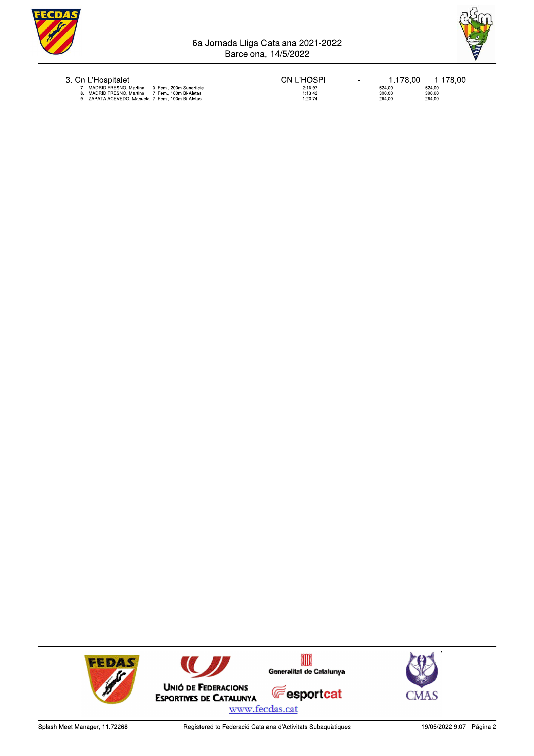6a Jornada Lliga Catalana 2021-2022
Barcelona, 14/5/2022

| 3. Cn L'Hospitalet | | CN L'HOSPI | - | 1.178,00 | 1.178,00 |
|---|---|---|---|---|---|
| 7. MADRID FRESNO, Martina | 3. Fem., 200m Superficie | 2:16.97 | | 524,00 | 524,00 |
| 8. MADRID FRESNO, Martina | 7. Fem., 100m Bi-Aletas | 1:13.42 | | 390,00 | 390,00 |
| 9. ZAPATA ACEVEDO, Manuela | 7. Fem., 100m Bi-Aletas | 1:20.74 | | 264,00 | 264,00 |

www.fecdas.cat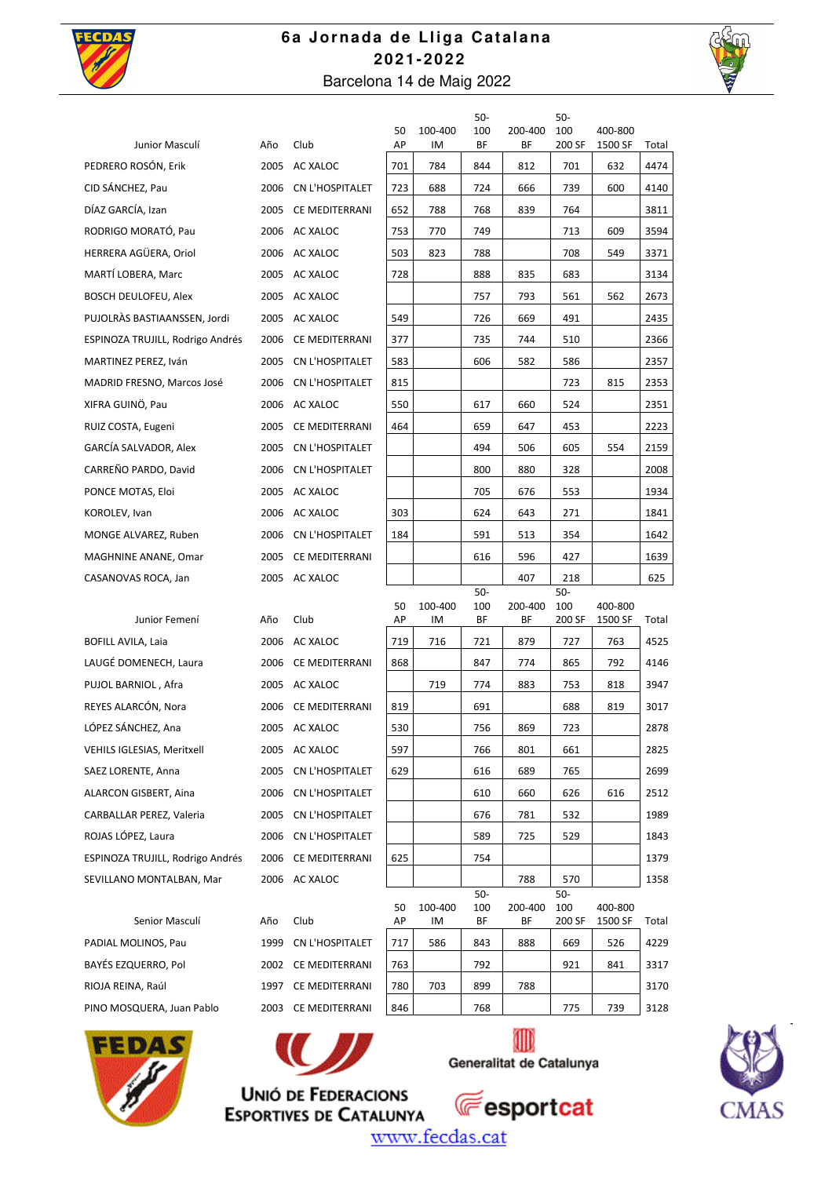# 6a Jornada de Lliga Catalana

## 2021-2022

Barcelona 14 de Maig 2022

| Junior Masculí | Año | Club | 50 AP | 100-400 IM | 50-100 BF | 200-400 BF | 50-100 200 SF | 400-800 1500 SF | Total |
|---|---|---|---|---|---|---|---|---|---|
| PEDRERO ROSÓN, Erik | 2005 | AC XALOC | 701 | 784 | 844 | 812 | 701 | 632 | 4474 |
| CID SÁNCHEZ, Pau | 2006 | CN L'HOSPITALET | 723 | 688 | 724 | 666 | 739 | 600 | 4140 |
| DÍAZ GARCÍA, Izan | 2005 | CE MEDITERRANI | 652 | 788 | 768 | 839 | 764 | | 3811 |
| RODRIGO MORATÓ, Pau | 2006 | AC XALOC | 753 | 770 | 749 | | 713 | 609 | 3594 |
| HERRERA AGÜERA, Oriol | 2006 | AC XALOC | 503 | 823 | 788 | | 708 | 549 | 3371 |
| MARTÍ LOBERA, Marc | 2005 | AC XALOC | 728 | | 888 | 835 | 683 | | 3134 |
| BOSCH DEULOFEU, Alex | 2005 | AC XALOC | | | 757 | 793 | 561 | 562 | 2673 |
| PUJOLRÀS BASTIAANSSEN, Jordi | 2005 | AC XALOC | 549 | | 726 | 669 | 491 | | 2435 |
| ESPINOZA TRUJILL, Rodrigo Andrés | 2006 | CE MEDITERRANI | 377 | | 735 | 744 | 510 | | 2366 |
| MARTINEZ PEREZ, Iván | 2005 | CN L'HOSPITALET | 583 | | 606 | 582 | 586 | | 2357 |
| MADRID FRESNO, Marcos José | 2006 | CN L'HOSPITALET | 815 | | | | 723 | 815 | 2353 |
| XIFRA GUINÓ, Pau | 2006 | AC XALOC | 550 | | 617 | 660 | 524 | | 2351 |
| RUIZ COSTA, Eugeni | 2005 | CE MEDITERRANI | 464 | | 659 | 647 | 453 | | 2223 |
| GARCÍA SALVADOR, Alex | 2005 | CN L'HOSPITALET | | | 494 | 506 | 605 | 554 | 2159 |
| CARREÑO PARDO, David | 2006 | CN L'HOSPITALET | | | 800 | 880 | 328 | | 2008 |
| PONCE MOTAS, Eloi | 2005 | AC XALOC | | | 705 | 676 | 553 | | 1934 |
| KOROLEV, Ivan | 2006 | AC XALOC | 303 | | 624 | 643 | 271 | | 1841 |
| MONGE ALVAREZ, Ruben | 2006 | CN L'HOSPITALET | 184 | | 591 | 513 | 354 | | 1642 |
| MAGHNINE ANANE, Omar | 2005 | CE MEDITERRANI | | | 616 | 596 | 427 | | 1639 |
| CASANOVAS ROCA, Jan | 2005 | AC XALOC | | | | 407 | 218 | | 625 |

| Junior Femení | Año | Club | 50 AP | 100-400 IM | 50-100 BF | 200-400 BF | 50-100 200 SF | 400-800 1500 SF | Total |
|---|---|---|---|---|---|---|---|---|---|
| BOFILL AVILA, Laia | 2006 | AC XALOC | 719 | 716 | 721 | 879 | 727 | 763 | 4525 |
| LAUGÉ DOMENECH, Laura | 2006 | CE MEDITERRANI | 868 | | 847 | 774 | 865 | 792 | 4146 |
| PUJOL BARNIOL , Afra | 2005 | AC XALOC | | 719 | 774 | 883 | 753 | 818 | 3947 |
| REYES ALARCÓN, Nora | 2006 | CE MEDITERRANI | 819 | | 691 | | 688 | 819 | 3017 |
| LÓPEZ SÁNCHEZ, Ana | 2005 | AC XALOC | 530 | | 756 | 869 | 723 | | 2878 |
| VEHILS IGLESIAS, Meritxell | 2005 | AC XALOC | 597 | | 766 | 801 | 661 | | 2825 |
| SAEZ LORENTE, Anna | 2005 | CN L'HOSPITALET | 629 | | 616 | 689 | 765 | | 2699 |
| ALARCON GISBERT, Aina | 2006 | CN L'HOSPITALET | | | 610 | 660 | 626 | 616 | 2512 |
| CARBALLAR PEREZ, Valeria | 2005 | CN L'HOSPITALET | | | 676 | 781 | 532 | | 1989 |
| ROJAS LÓPEZ, Laura | 2006 | CN L'HOSPITALET | | | 589 | 725 | 529 | | 1843 |
| ESPINOZA TRUJILL, Rodrigo Andrés | 2006 | CE MEDITERRANI | 625 | | 754 | | | | 1379 |
| SEVILLANO MONTALBAN, Mar | 2006 | AC XALOC | | | | 788 | 570 | | 1358 |

| Senior Masculí | Año | Club | 50 AP | 100-400 IM | 50-100 BF | 200-400 BF | 50-100 200 SF | 400-800 1500 SF | Total |
|---|---|---|---|---|---|---|---|---|---|
| PADIAL MOLINOS, Pau | 1999 | CN L'HOSPITALET | 717 | 586 | 843 | 888 | 669 | 526 | 4229 |
| BAYÉS EZQUERRO, Pol | 2002 | CE MEDITERRANI | 763 | | 792 | | 921 | 841 | 3317 |
| RIOJA REINA, Raúl | 1997 | CE MEDITERRANI | 780 | 703 | 899 | 788 | | | 3170 |
| PINO MOSQUERA, Juan Pablo | 2003 | CE MEDITERRANI | 846 | | 768 | | 775 | 739 | 3128 |

FEDAS · Unió de Federacions Esportives de Catalunya · Generalitat de Catalunya · esportcat · CMAS

www.fecdas.cat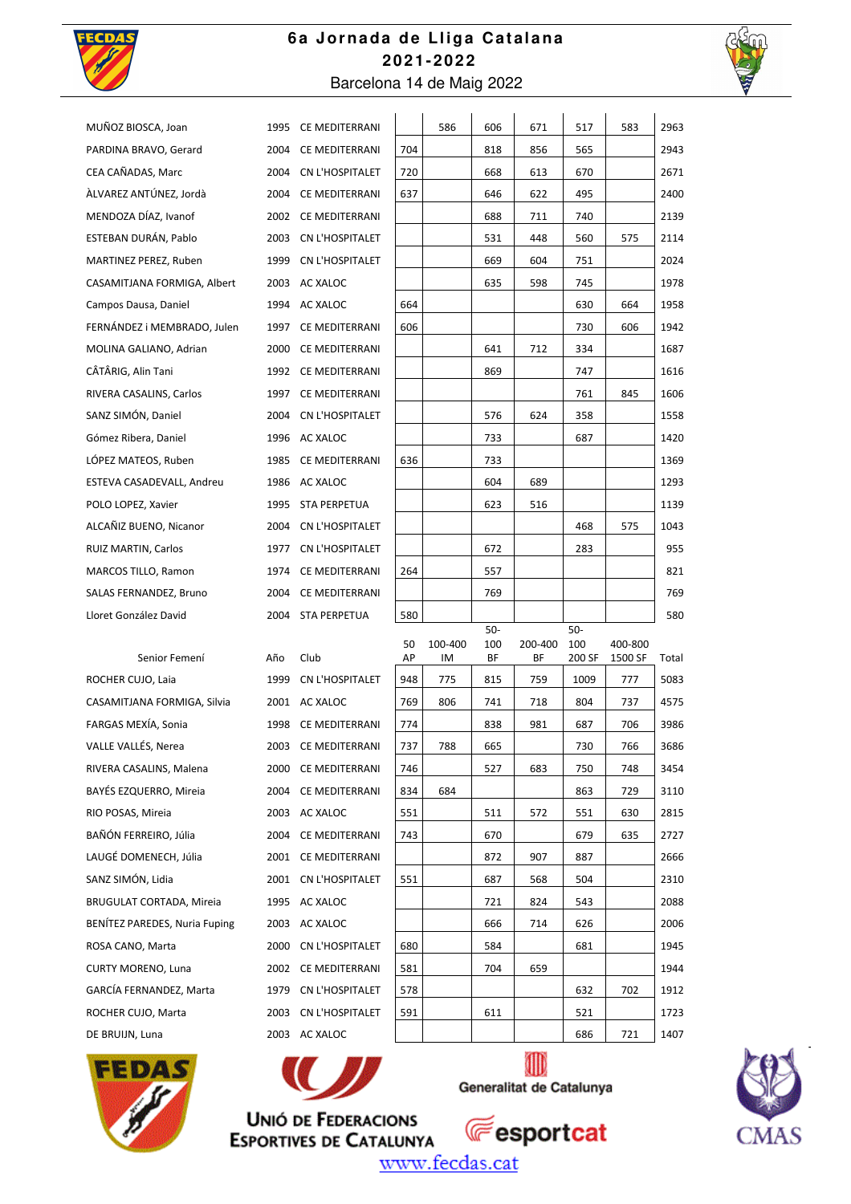# 6a Jornada de Lliga Catalana
## 2021-2022
Barcelona 14 de Maig 2022

| | | | 50 AP | 100-400 IM | 50-100 BF | 200-400 BF | 50-100 200 SF | 400-800 1500 SF | Total |
|---|---|---|---|---|---|---|---|---|---|
| MUÑOZ BIOSCA, Joan | 1995 | CE MEDITERRANI | | 586 | 606 | 671 | 517 | 583 | 2963 |
| PARDINA BRAVO, Gerard | 2004 | CE MEDITERRANI | 704 | | 818 | 856 | 565 | | 2943 |
| CEA CAÑADAS, Marc | 2004 | CN L'HOSPITALET | 720 | | 668 | 613 | 670 | | 2671 |
| ÀLVAREZ ANTÚNEZ, Jordà | 2004 | CE MEDITERRANI | 637 | | 646 | 622 | 495 | | 2400 |
| MENDOZA DÍAZ, Ivanof | 2002 | CE MEDITERRANI | | | 688 | 711 | 740 | | 2139 |
| ESTEBAN DURÁN, Pablo | 2003 | CN L'HOSPITALET | | | 531 | 448 | 560 | 575 | 2114 |
| MARTINEZ PEREZ, Ruben | 1999 | CN L'HOSPITALET | | | 669 | 604 | 751 | | 2024 |
| CASAMITJANA FORMIGA, Albert | 2003 | AC XALOC | | | 635 | 598 | 745 | | 1978 |
| Campos Dausa, Daniel | 1994 | AC XALOC | 664 | | | | 630 | 664 | 1958 |
| FERNÁNDEZ i MEMBRADO, Julen | 1997 | CE MEDITERRANI | 606 | | | | 730 | 606 | 1942 |
| MOLINA GALIANO, Adrian | 2000 | CE MEDITERRANI | | | 641 | 712 | 334 | | 1687 |
| CÂTÂRIG, Alin Tani | 1992 | CE MEDITERRANI | | | 869 | | 747 | | 1616 |
| RIVERA CASALINS, Carlos | 1997 | CE MEDITERRANI | | | | | 761 | 845 | 1606 |
| SANZ SIMÓN, Daniel | 2004 | CN L'HOSPITALET | | | 576 | 624 | 358 | | 1558 |
| Gómez Ribera, Daniel | 1996 | AC XALOC | | | 733 | | 687 | | 1420 |
| LÓPEZ MATEOS, Ruben | 1985 | CE MEDITERRANI | 636 | | 733 | | | | 1369 |
| ESTEVA CASADEVALL, Andreu | 1986 | AC XALOC | | | 604 | 689 | | | 1293 |
| POLO LOPEZ, Xavier | 1995 | STA PERPETUA | | | 623 | 516 | | | 1139 |
| ALCAÑIZ BUENO, Nicanor | 2004 | CN L'HOSPITALET | | | | | 468 | 575 | 1043 |
| RUIZ MARTIN, Carlos | 1977 | CN L'HOSPITALET | | | 672 | | 283 | | 955 |
| MARCOS TILLO, Ramon | 1974 | CE MEDITERRANI | 264 | | 557 | | | | 821 |
| SALAS FERNANDEZ, Bruno | 2004 | CE MEDITERRANI | | | 769 | | | | 769 |
| Lloret González David | 2004 | STA PERPETUA | 580 | | | | | | 580 |

| Senior Femení | Año | Club | 50 AP | 100-400 IM | 50-100 BF | 200-400 BF | 50-100 200 SF | 400-800 1500 SF | Total |
|---|---|---|---|---|---|---|---|---|---|
| ROCHER CUJO, Laia | 1999 | CN L'HOSPITALET | 948 | 775 | 815 | 759 | 1009 | 777 | 5083 |
| CASAMITJANA FORMIGA, Silvia | 2001 | AC XALOC | 769 | 806 | 741 | 718 | 804 | 737 | 4575 |
| FARGAS MEXÍA, Sonia | 1998 | CE MEDITERRANI | 774 | | 838 | 981 | 687 | 706 | 3986 |
| VALLE VALLÉS, Nerea | 2003 | CE MEDITERRANI | 737 | 788 | 665 | | 730 | 766 | 3686 |
| RIVERA CASALINS, Malena | 2000 | CE MEDITERRANI | 746 | | 527 | 683 | 750 | 748 | 3454 |
| BAYÉS EZQUERRO, Mireia | 2004 | CE MEDITERRANI | 834 | 684 | | | 863 | 729 | 3110 |
| RIO POSAS, Mireia | 2003 | AC XALOC | 551 | | 511 | 572 | 551 | 630 | 2815 |
| BAÑÓN FERREIRO, Júlia | 2004 | CE MEDITERRANI | 743 | | 670 | | 679 | 635 | 2727 |
| LAUGÉ DOMENECH, Júlia | 2001 | CE MEDITERRANI | | | 872 | 907 | 887 | | 2666 |
| SANZ SIMÓN, Lidia | 2001 | CN L'HOSPITALET | 551 | | 687 | 568 | 504 | | 2310 |
| BRUGULAT CORTADA, Mireia | 1995 | AC XALOC | | | 721 | 824 | 543 | | 2088 |
| BENÍTEZ PAREDES, Nuria Fuping | 2003 | AC XALOC | | | 666 | 714 | 626 | | 2006 |
| ROSA CANO, Marta | 2000 | CN L'HOSPITALET | 680 | | 584 | | 681 | | 1945 |
| CURTY MORENO, Luna | 2002 | CE MEDITERRANI | 581 | | 704 | 659 | | | 1944 |
| GARCÍA FERNANDEZ, Marta | 1979 | CN L'HOSPITALET | 578 | | | | 632 | 702 | 1912 |
| ROCHER CUJO, Marta | 2003 | CN L'HOSPITALET | 591 | | 611 | | 521 | | 1723 |
| DE BRUIJN, Luna | 2003 | AC XALOC | | | | | 686 | 721 | 1407 |

Unió de Federacions Esportives de Catalunya · Generalitat de Catalunya · esportcat · CMAS

www.fecdas.cat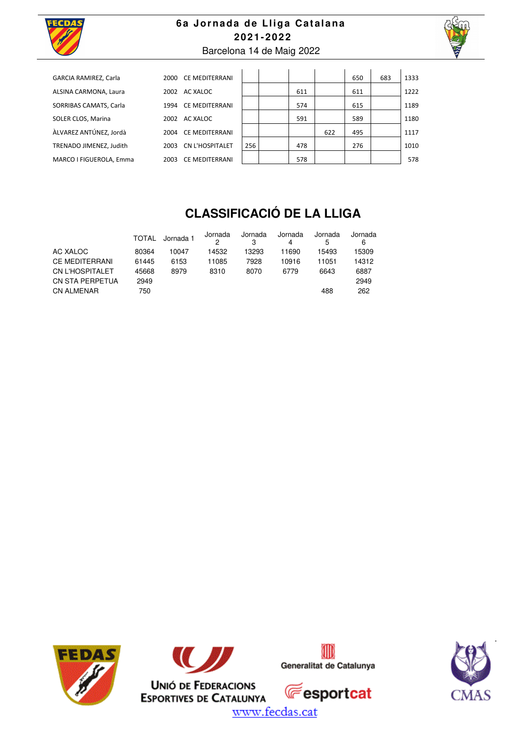| | | | | | | | | | |
|---|---|---|---|---|---|---|---|---|---|
| GARCIA RAMIREZ, Carla | 2000 | CE MEDITERRANI | | | | | 650 | 683 | 1333 |
| ALSINA CARMONA, Laura | 2002 | AC XALOC | | | 611 | | 611 | | 1222 |
| SORRIBAS CAMATS, Carla | 1994 | CE MEDITERRANI | | | 574 | | 615 | | 1189 |
| SOLER CLOS, Marina | 2002 | AC XALOC | | | 591 | | 589 | | 1180 |
| ÀLVAREZ ANTÚNEZ, Jordà | 2004 | CE MEDITERRANI | | | | 622 | 495 | | 1117 |
| TRENADO JIMENEZ, Judith | 2003 | CN L'HOSPITALET | 256 | | 478 | | 276 | | 1010 |
| MARCO I FIGUEROLA, Emma | 2003 | CE MEDITERRANI | | | 578 | | | | 578 |

## CLASSIFICACIÓ DE LA LLIGA

| | TOTAL | Jornada 1 | Jornada 2 | Jornada 3 | Jornada 4 | Jornada 5 | Jornada 6 |
|---|---|---|---|---|---|---|---|
| AC XALOC | 80364 | 10047 | 14532 | 13293 | 11690 | 15493 | 15309 |
| CE MEDITERRANI | 61445 | 6153 | 11085 | 7928 | 10916 | 11051 | 14312 |
| CN L'HOSPITALET | 45668 | 8979 | 8310 | 8070 | 6779 | 6643 | 6887 |
| CN STA PERPETUA | 2949 | | | | | | 2949 |
| CN ALMENAR | 750 | | | | | 488 | 262 |